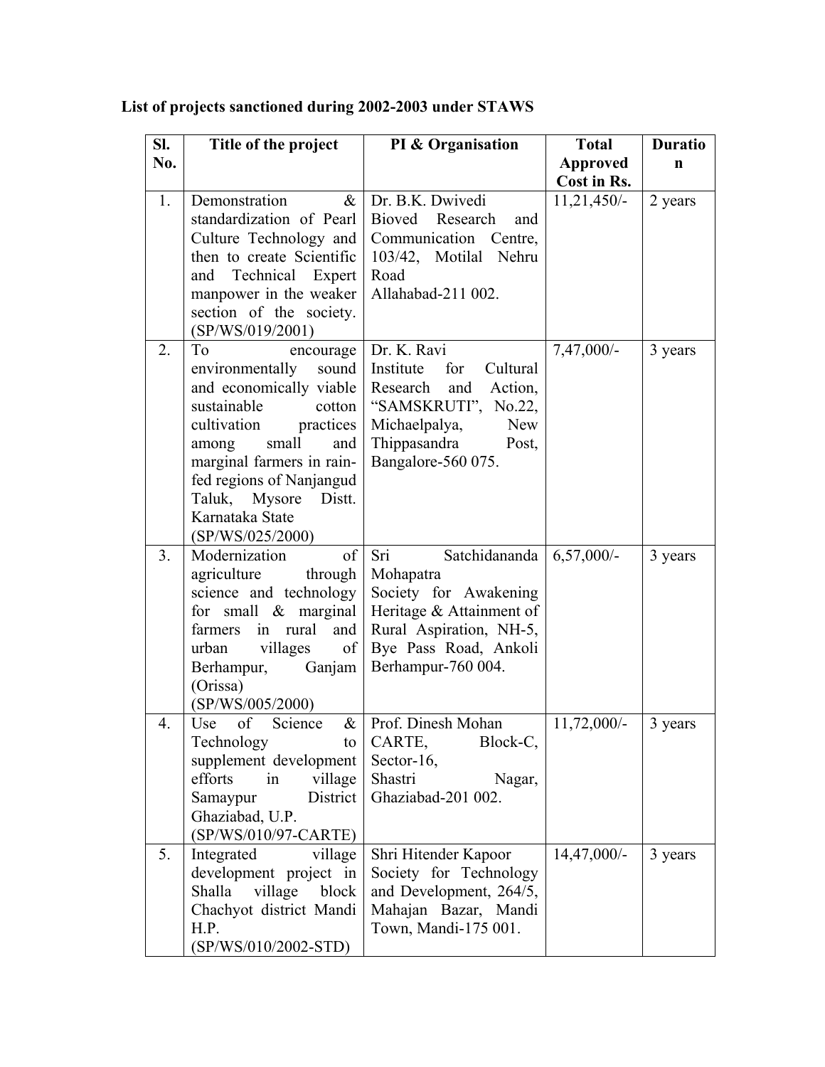**List of projects sanctioned during 2002-2003 under STAWS**

| Sl. No. | Title of the project | PI & Organisation | Total Approved Cost in Rs. | Duration |
|---|---|---|---|---|
| 1. | Demonstration & standardization of Pearl Culture Technology and then to create Scientific and Technical Expert manpower in the weaker section of the society. (SP/WS/019/2001) | Dr. B.K. Dwivedi Bioved Research and Communication Centre, 103/42, Motilal Nehru Road Allahabad-211 002. | 11,21,450/- | 2 years |
| 2. | To encourage environmentally sound and economically viable sustainable cotton cultivation practices among small and marginal farmers in rain-fed regions of Nanjangud Taluk, Mysore Distt. Karnataka State (SP/WS/025/2000) | Dr. K. Ravi Institute for Cultural Research and Action, "SAMSKRUTI", No.22, Michaelpalya, New Thippasandra Post, Bangalore-560 075. | 7,47,000/- | 3 years |
| 3. | Modernization of agriculture through science and technology for small & marginal farmers in rural and urban villages of Berhampur, Ganjam (Orissa) (SP/WS/005/2000) | Sri Satchidananda Mohapatra Society for Awakening Heritage & Attainment of Rural Aspiration, NH-5, Bye Pass Road, Ankoli Berhampur-760 004. | 6,57,000/- | 3 years |
| 4. | Use of Science & Technology to supplement development efforts in village Samaypur District Ghaziabad, U.P. (SP/WS/010/97-CARTE) | Prof. Dinesh Mohan CARTE, Block-C, Sector-16, Shastri Nagar, Ghaziabad-201 002. | 11,72,000/- | 3 years |
| 5. | Integrated village development project in Shalla village block Chachyot district Mandi H.P. (SP/WS/010/2002-STD) | Shri Hitender Kapoor Society for Technology and Development, 264/5, Mahajan Bazar, Mandi Town, Mandi-175 001. | 14,47,000/- | 3 years |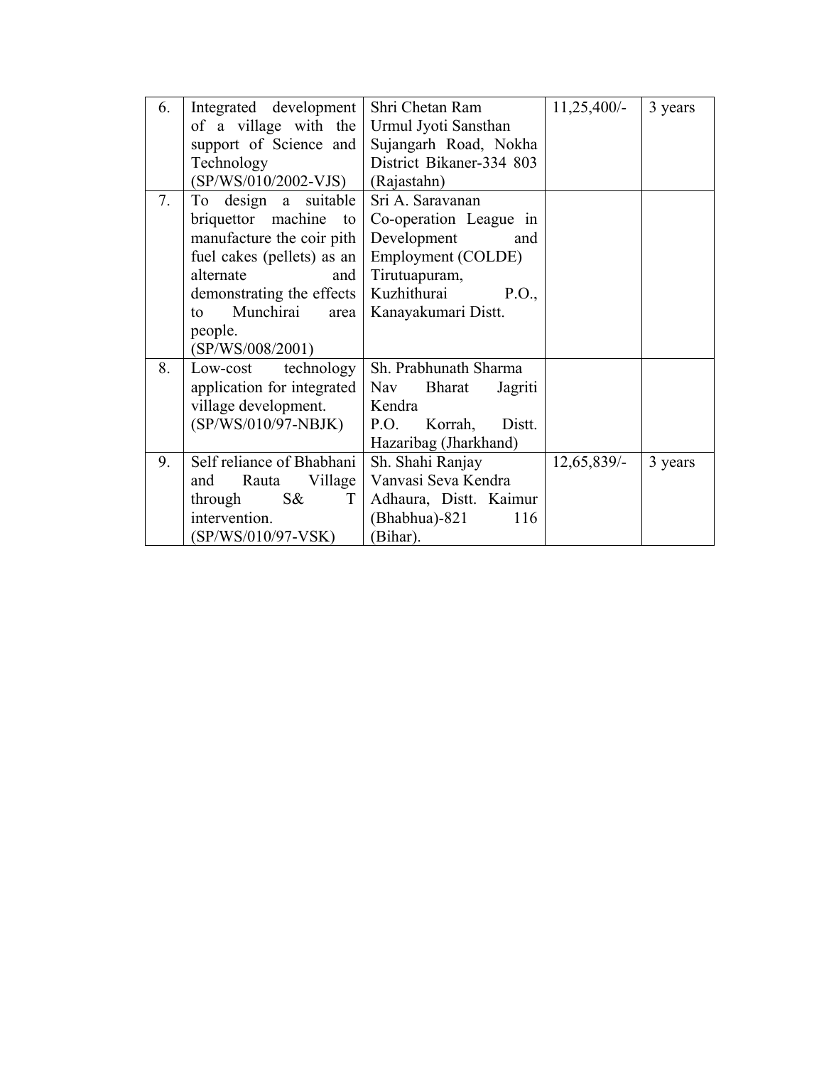| | | | | |
|---|---|---|---|---|
| 6. | Integrated development of a village with the support of Science and Technology (SP/WS/010/2002-VJS) | Shri Chetan Ram Urmul Jyoti Sansthan Sujangarh Road, Nokha District Bikaner-334 803 (Rajastahn) | 11,25,400/- | 3 years |
| 7. | To design a suitable briquettor machine to manufacture the coir pith fuel cakes (pellets) as an alternate and demonstrating the effects to Munchirai area people. (SP/WS/008/2001) | Sri A. Saravanan Co-operation League in Development and Employment (COLDE) Tirutuapuram, Kuzhithurai P.O., Kanayakumari Distt. | | |
| 8. | Low-cost technology application for integrated village development. (SP/WS/010/97-NBJK) | Sh. Prabhunath Sharma Nav Bharat Jagriti Kendra P.O. Korrah, Distt. Hazaribag (Jharkhand) | | |
| 9. | Self reliance of Bhabhani and Rauta Village through S& T intervention. (SP/WS/010/97-VSK) | Sh. Shahi Ranjay Vanvasi Seva Kendra Adhaura, Distt. Kaimur (Bhabhua)-821 116 (Bihar). | 12,65,839/- | 3 years |